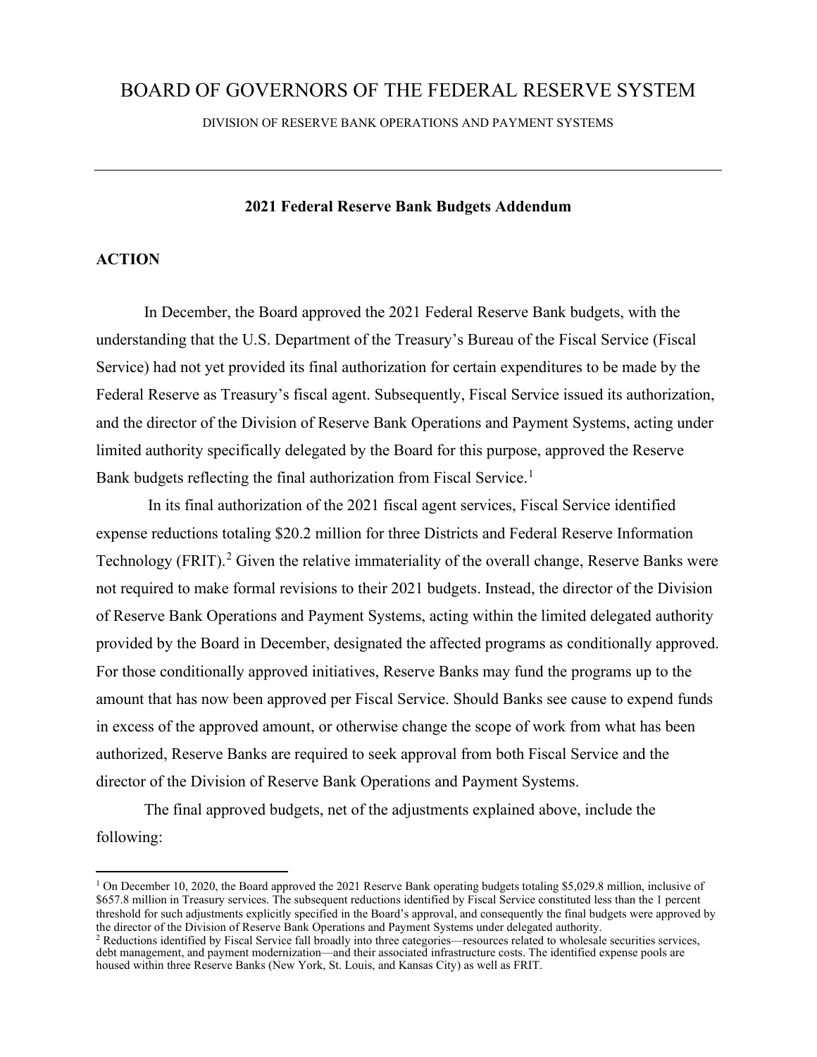# BOARD OF GOVERNORS OF THE FEDERAL RESERVE SYSTEM

DIVISION OF RESERVE BANK OPERATIONS AND PAYMENT SYSTEMS

---

**2021 Federal Reserve Bank Budgets Addendum**

## ACTION

In December, the Board approved the 2021 Federal Reserve Bank budgets, with the understanding that the U.S. Department of the Treasury's Bureau of the Fiscal Service (Fiscal Service) had not yet provided its final authorization for certain expenditures to be made by the Federal Reserve as Treasury's fiscal agent. Subsequently, Fiscal Service issued its authorization, and the director of the Division of Reserve Bank Operations and Payment Systems, acting under limited authority specifically delegated by the Board for this purpose, approved the Reserve Bank budgets reflecting the final authorization from Fiscal Service.[1]

In its final authorization of the 2021 fiscal agent services, Fiscal Service identified expense reductions totaling $20.2 million for three Districts and Federal Reserve Information Technology (FRIT).[2] Given the relative immateriality of the overall change, Reserve Banks were not required to make formal revisions to their 2021 budgets. Instead, the director of the Division of Reserve Bank Operations and Payment Systems, acting within the limited delegated authority provided by the Board in December, designated the affected programs as conditionally approved. For those conditionally approved initiatives, Reserve Banks may fund the programs up to the amount that has now been approved per Fiscal Service. Should Banks see cause to expend funds in excess of the approved amount, or otherwise change the scope of work from what has been authorized, Reserve Banks are required to seek approval from both Fiscal Service and the director of the Division of Reserve Bank Operations and Payment Systems.

The final approved budgets, net of the adjustments explained above, include the following:

---

[1] On December 10, 2020, the Board approved the 2021 Reserve Bank operating budgets totaling $5,029.8 million, inclusive of $657.8 million in Treasury services. The subsequent reductions identified by Fiscal Service constituted less than the 1 percent threshold for such adjustments explicitly specified in the Board's approval, and consequently the final budgets were approved by the director of the Division of Reserve Bank Operations and Payment Systems under delegated authority.

[2] Reductions identified by Fiscal Service fall broadly into three categories—resources related to wholesale securities services, debt management, and payment modernization—and their associated infrastructure costs. The identified expense pools are housed within three Reserve Banks (New York, St. Louis, and Kansas City) as well as FRIT.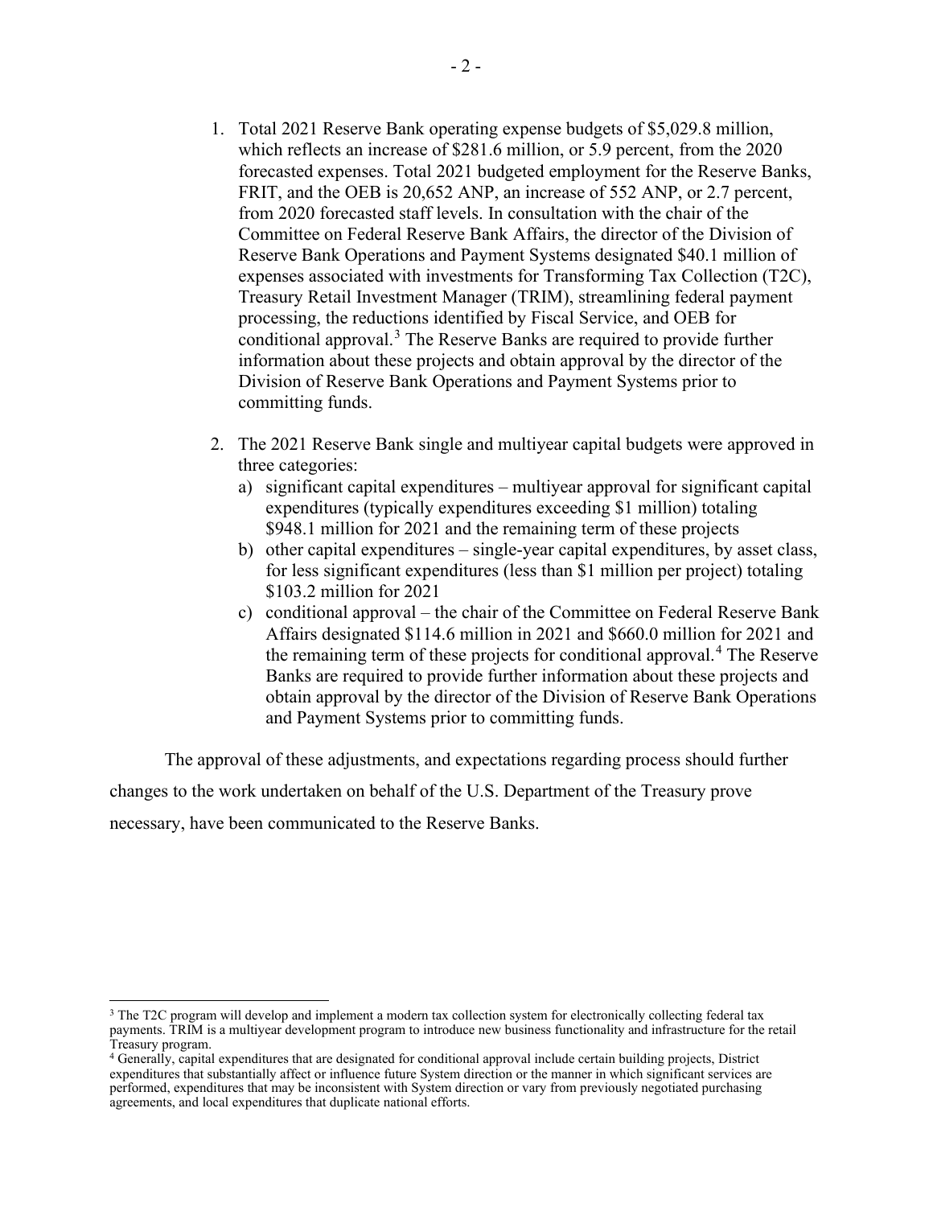1. Total 2021 Reserve Bank operating expense budgets of $5,029.8 million, which reflects an increase of $281.6 million, or 5.9 percent, from the 2020 forecasted expenses. Total 2021 budgeted employment for the Reserve Banks, FRIT, and the OEB is 20,652 ANP, an increase of 552 ANP, or 2.7 percent, from 2020 forecasted staff levels. In consultation with the chair of the Committee on Federal Reserve Bank Affairs, the director of the Division of Reserve Bank Operations and Payment Systems designated $40.1 million of expenses associated with investments for Transforming Tax Collection (T2C), Treasury Retail Investment Manager (TRIM), streamlining federal payment processing, the reductions identified by Fiscal Service, and OEB for conditional approval.[3] The Reserve Banks are required to provide further information about these projects and obtain approval by the director of the Division of Reserve Bank Operations and Payment Systems prior to committing funds.

2. The 2021 Reserve Bank single and multiyear capital budgets were approved in three categories:
   a) significant capital expenditures – multiyear approval for significant capital expenditures (typically expenditures exceeding $1 million) totaling $948.1 million for 2021 and the remaining term of these projects
   b) other capital expenditures – single-year capital expenditures, by asset class, for less significant expenditures (less than $1 million per project) totaling $103.2 million for 2021
   c) conditional approval – the chair of the Committee on Federal Reserve Bank Affairs designated $114.6 million in 2021 and $660.0 million for 2021 and the remaining term of these projects for conditional approval.[4] The Reserve Banks are required to provide further information about these projects and obtain approval by the director of the Division of Reserve Bank Operations and Payment Systems prior to committing funds.

The approval of these adjustments, and expectations regarding process should further changes to the work undertaken on behalf of the U.S. Department of the Treasury prove necessary, have been communicated to the Reserve Banks.

---

[3] The T2C program will develop and implement a modern tax collection system for electronically collecting federal tax payments. TRIM is a multiyear development program to introduce new business functionality and infrastructure for the retail Treasury program.

[4] Generally, capital expenditures that are designated for conditional approval include certain building projects, District expenditures that substantially affect or influence future System direction or the manner in which significant services are performed, expenditures that may be inconsistent with System direction or vary from previously negotiated purchasing agreements, and local expenditures that duplicate national efforts.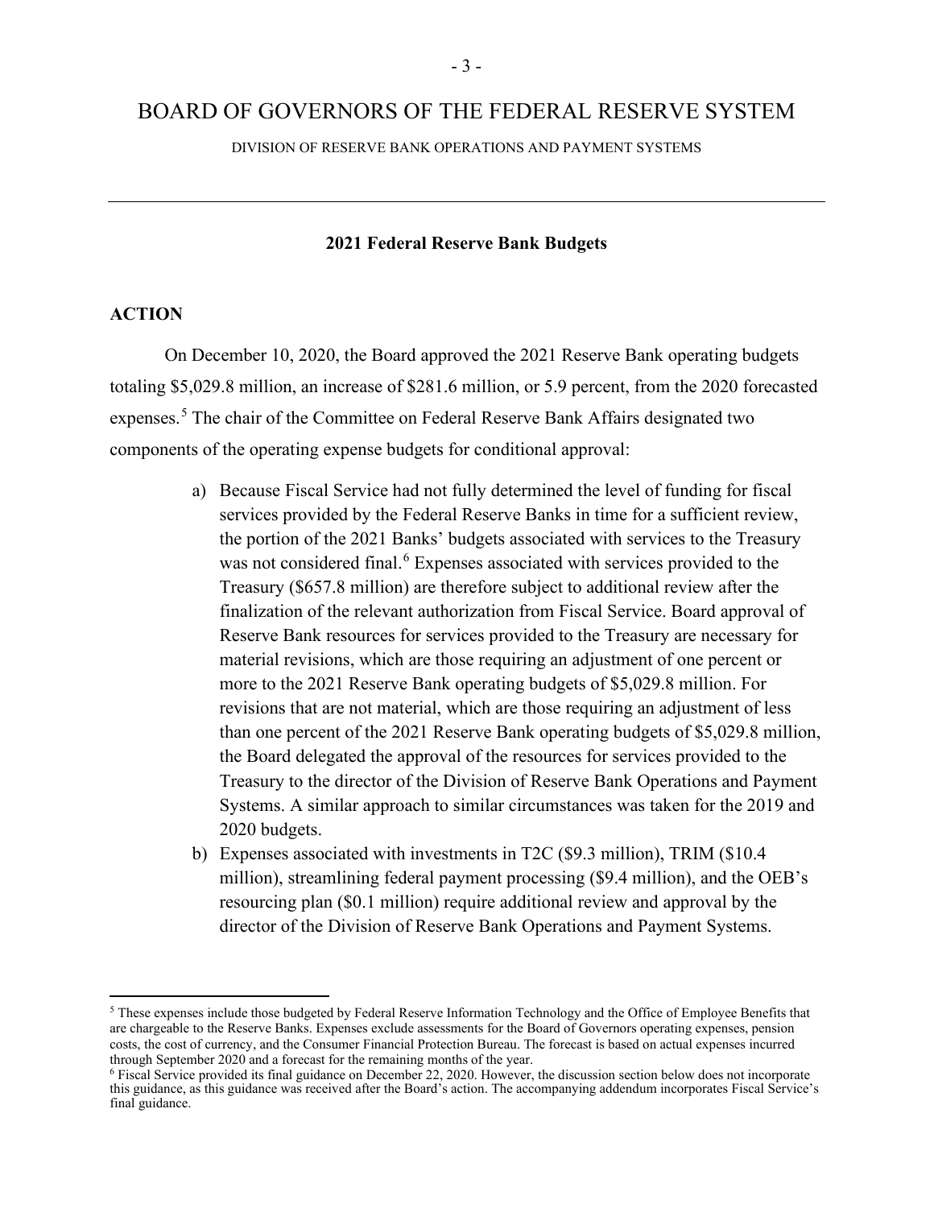# BOARD OF GOVERNORS OF THE FEDERAL RESERVE SYSTEM

DIVISION OF RESERVE BANK OPERATIONS AND PAYMENT SYSTEMS

---

**2021 Federal Reserve Bank Budgets**

## ACTION

On December 10, 2020, the Board approved the 2021 Reserve Bank operating budgets totaling $5,029.8 million, an increase of $281.6 million, or 5.9 percent, from the 2020 forecasted expenses.[5] The chair of the Committee on Federal Reserve Bank Affairs designated two components of the operating expense budgets for conditional approval:

a) Because Fiscal Service had not fully determined the level of funding for fiscal services provided by the Federal Reserve Banks in time for a sufficient review, the portion of the 2021 Banks' budgets associated with services to the Treasury was not considered final.[6] Expenses associated with services provided to the Treasury ($657.8 million) are therefore subject to additional review after the finalization of the relevant authorization from Fiscal Service. Board approval of Reserve Bank resources for services provided to the Treasury are necessary for material revisions, which are those requiring an adjustment of one percent or more to the 2021 Reserve Bank operating budgets of $5,029.8 million. For revisions that are not material, which are those requiring an adjustment of less than one percent of the 2021 Reserve Bank operating budgets of $5,029.8 million, the Board delegated the approval of the resources for services provided to the Treasury to the director of the Division of Reserve Bank Operations and Payment Systems. A similar approach to similar circumstances was taken for the 2019 and 2020 budgets.

b) Expenses associated with investments in T2C ($9.3 million), TRIM ($10.4 million), streamlining federal payment processing ($9.4 million), and the OEB's resourcing plan ($0.1 million) require additional review and approval by the director of the Division of Reserve Bank Operations and Payment Systems.

---

[5] These expenses include those budgeted by Federal Reserve Information Technology and the Office of Employee Benefits that are chargeable to the Reserve Banks. Expenses exclude assessments for the Board of Governors operating expenses, pension costs, the cost of currency, and the Consumer Financial Protection Bureau. The forecast is based on actual expenses incurred through September 2020 and a forecast for the remaining months of the year.

[6] Fiscal Service provided its final guidance on December 22, 2020. However, the discussion section below does not incorporate this guidance, as this guidance was received after the Board's action. The accompanying addendum incorporates Fiscal Service's final guidance.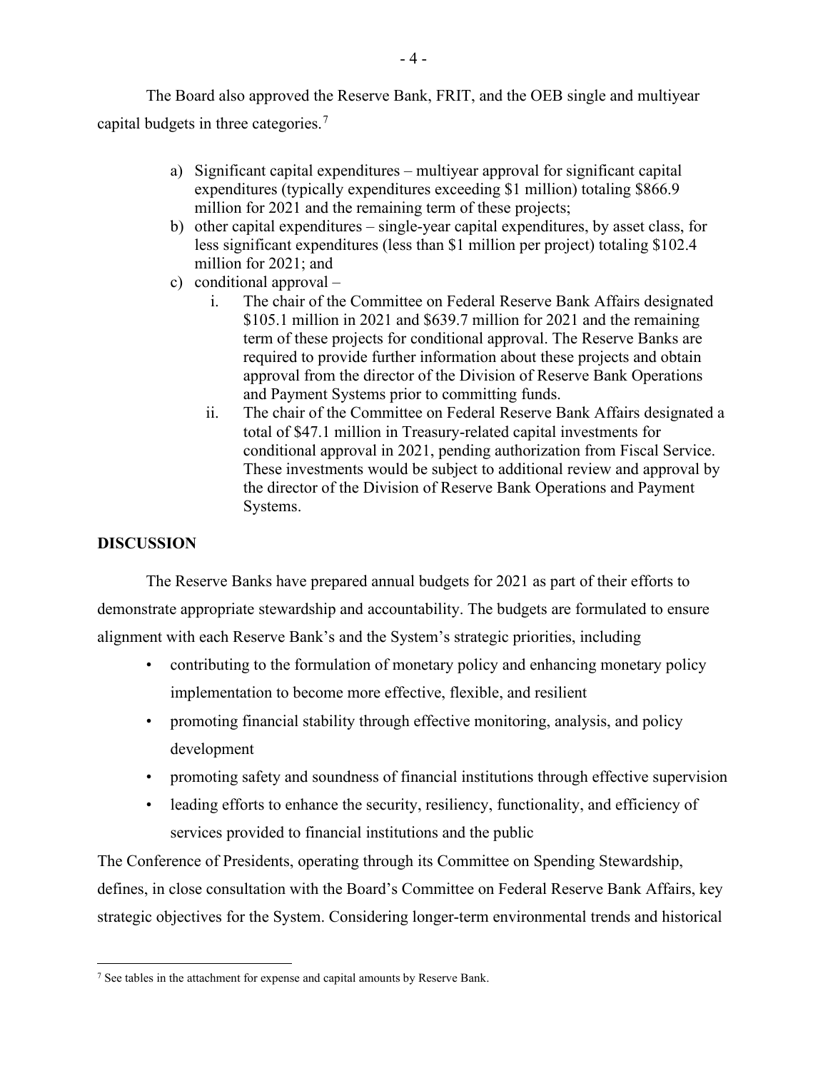The Board also approved the Reserve Bank, FRIT, and the OEB single and multiyear capital budgets in three categories.[7]

a) Significant capital expenditures – multiyear approval for significant capital expenditures (typically expenditures exceeding $1 million) totaling $866.9 million for 2021 and the remaining term of these projects;
b) other capital expenditures – single-year capital expenditures, by asset class, for less significant expenditures (less than $1 million per project) totaling $102.4 million for 2021; and
c) conditional approval –
    i. The chair of the Committee on Federal Reserve Bank Affairs designated $105.1 million in 2021 and $639.7 million for 2021 and the remaining term of these projects for conditional approval. The Reserve Banks are required to provide further information about these projects and obtain approval from the director of the Division of Reserve Bank Operations and Payment Systems prior to committing funds.
    ii. The chair of the Committee on Federal Reserve Bank Affairs designated a total of $47.1 million in Treasury-related capital investments for conditional approval in 2021, pending authorization from Fiscal Service. These investments would be subject to additional review and approval by the director of the Division of Reserve Bank Operations and Payment Systems.

## DISCUSSION

The Reserve Banks have prepared annual budgets for 2021 as part of their efforts to demonstrate appropriate stewardship and accountability. The budgets are formulated to ensure alignment with each Reserve Bank's and the System's strategic priorities, including

- contributing to the formulation of monetary policy and enhancing monetary policy implementation to become more effective, flexible, and resilient
- promoting financial stability through effective monitoring, analysis, and policy development
- promoting safety and soundness of financial institutions through effective supervision
- leading efforts to enhance the security, resiliency, functionality, and efficiency of services provided to financial institutions and the public

The Conference of Presidents, operating through its Committee on Spending Stewardship, defines, in close consultation with the Board's Committee on Federal Reserve Bank Affairs, key strategic objectives for the System. Considering longer-term environmental trends and historical

[7] See tables in the attachment for expense and capital amounts by Reserve Bank.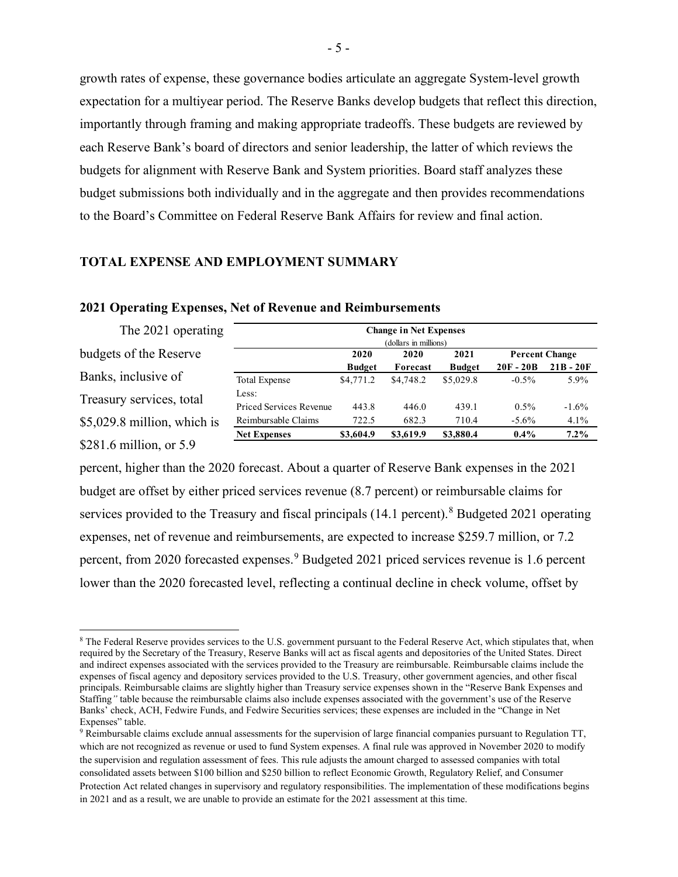growth rates of expense, these governance bodies articulate an aggregate System-level growth expectation for a multiyear period. The Reserve Banks develop budgets that reflect this direction, importantly through framing and making appropriate tradeoffs. These budgets are reviewed by each Reserve Bank's board of directors and senior leadership, the latter of which reviews the budgets for alignment with Reserve Bank and System priorities. Board staff analyzes these budget submissions both individually and in the aggregate and then provides recommendations to the Board's Committee on Federal Reserve Bank Affairs for review and final action.

## TOTAL EXPENSE AND EMPLOYMENT SUMMARY

### 2021 Operating Expenses, Net of Revenue and Reimbursements

**Change in Net Expenses**
(dollars in millions)

| | 2020 Budget | 2020 Forecast | 2021 Budget | Percent Change 20F - 20B | Percent Change 21B - 20F |
|---|---|---|---|---|---|
| Total Expense | $4,771.2 | $4,748.2 | $5,029.8 | -0.5% | 5.9% |
| Less: | | | | | |
| Priced Services Revenue | 443.8 | 446.0 | 439.1 | 0.5% | -1.6% |
| Reimbursable Claims | 722.5 | 682.3 | 710.4 | -5.6% | 4.1% |
| **Net Expenses** | **$3,604.9** | **$3,619.9** | **$3,880.4** | **0.4%** | **7.2%** |

The 2021 operating budgets of the Reserve Banks, inclusive of Treasury services, total $5,029.8 million, which is $281.6 million, or 5.9 percent, higher than the 2020 forecast. About a quarter of Reserve Bank expenses in the 2021 budget are offset by either priced services revenue (8.7 percent) or reimbursable claims for services provided to the Treasury and fiscal principals (14.1 percent).[8] Budgeted 2021 operating expenses, net of revenue and reimbursements, are expected to increase $259.7 million, or 7.2 percent, from 2020 forecasted expenses.[9] Budgeted 2021 priced services revenue is 1.6 percent lower than the 2020 forecasted level, reflecting a continual decline in check volume, offset by

[8] The Federal Reserve provides services to the U.S. government pursuant to the Federal Reserve Act, which stipulates that, when required by the Secretary of the Treasury, Reserve Banks will act as fiscal agents and depositories of the United States. Direct and indirect expenses associated with the services provided to the Treasury are reimbursable. Reimbursable claims include the expenses of fiscal agency and depository services provided to the U.S. Treasury, other government agencies, and other fiscal principals. Reimbursable claims are slightly higher than Treasury service expenses shown in the "Reserve Bank Expenses and Staffing" table because the reimbursable claims also include expenses associated with the government's use of the Reserve Banks' check, ACH, Fedwire Funds, and Fedwire Securities services; these expenses are included in the "Change in Net Expenses" table.

[9] Reimbursable claims exclude annual assessments for the supervision of large financial companies pursuant to Regulation TT, which are not recognized as revenue or used to fund System expenses. A final rule was approved in November 2020 to modify the supervision and regulation assessment of fees. This rule adjusts the amount charged to assessed companies with total consolidated assets between $100 billion and $250 billion to reflect Economic Growth, Regulatory Relief, and Consumer Protection Act related changes in supervisory and regulatory responsibilities. The implementation of these modifications begins in 2021 and as a result, we are unable to provide an estimate for the 2021 assessment at this time.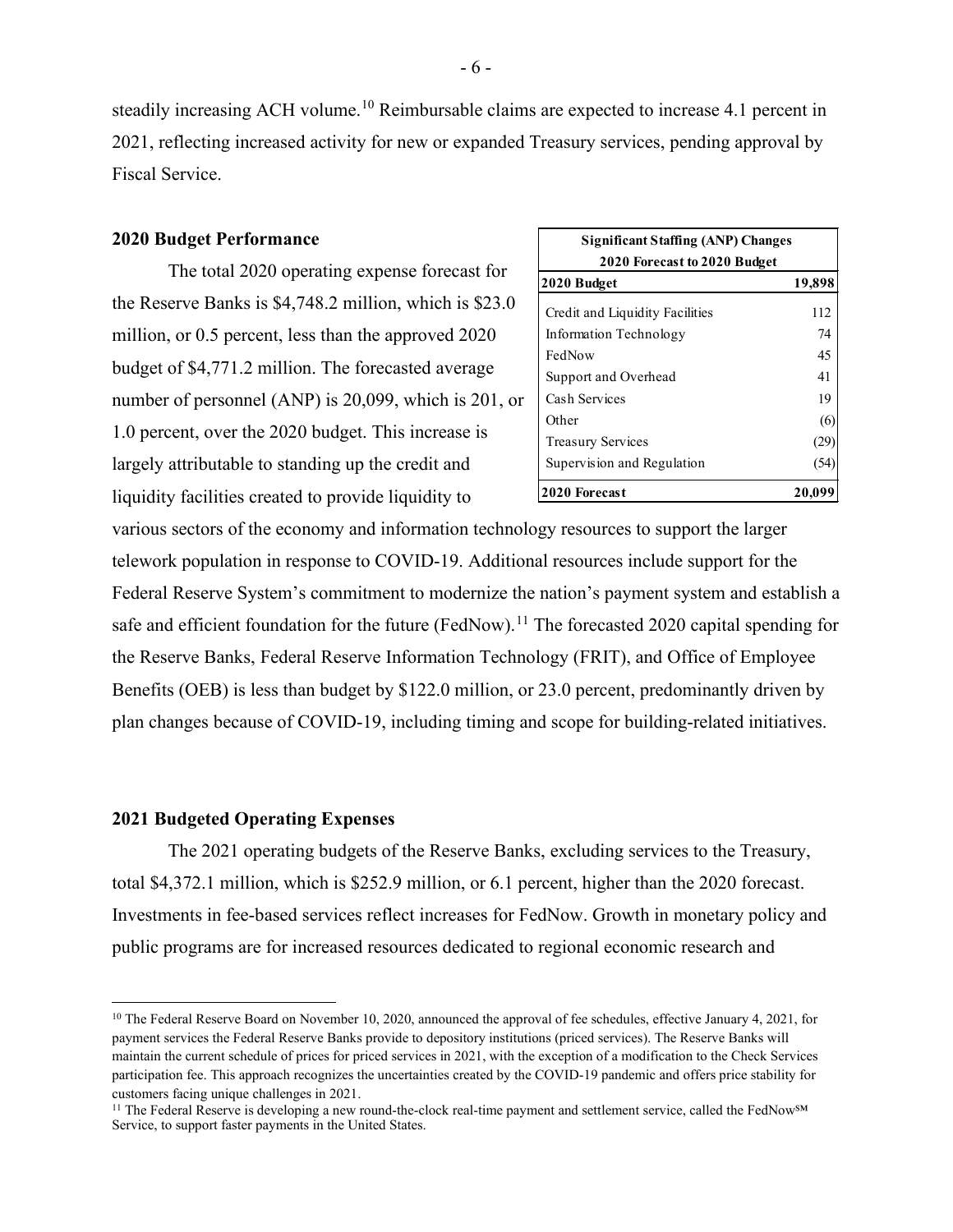steadily increasing ACH volume.[10] Reimbursable claims are expected to increase 4.1 percent in 2021, reflecting increased activity for new or expanded Treasury services, pending approval by Fiscal Service.

## 2020 Budget Performance

| Significant Staffing (ANP) Changes 2020 Forecast to 2020 Budget | |
|---|---|
| **2020 Budget** | **19,898** |
| Credit and Liquidity Facilities | 112 |
| Information Technology | 74 |
| FedNow | 45 |
| Support and Overhead | 41 |
| Cash Services | 19 |
| Other | (6) |
| Treasury Services | (29) |
| Supervision and Regulation | (54) |
| **2020 Forecast** | **20,099** |

The total 2020 operating expense forecast for the Reserve Banks is $4,748.2 million, which is $23.0 million, or 0.5 percent, less than the approved 2020 budget of $4,771.2 million. The forecasted average number of personnel (ANP) is 20,099, which is 201, or 1.0 percent, over the 2020 budget. This increase is largely attributable to standing up the credit and liquidity facilities created to provide liquidity to various sectors of the economy and information technology resources to support the larger telework population in response to COVID-19. Additional resources include support for the Federal Reserve System's commitment to modernize the nation's payment system and establish a safe and efficient foundation for the future (FedNow).[11] The forecasted 2020 capital spending for the Reserve Banks, Federal Reserve Information Technology (FRIT), and Office of Employee Benefits (OEB) is less than budget by $122.0 million, or 23.0 percent, predominantly driven by plan changes because of COVID-19, including timing and scope for building-related initiatives.

## 2021 Budgeted Operating Expenses

The 2021 operating budgets of the Reserve Banks, excluding services to the Treasury, total $4,372.1 million, which is $252.9 million, or 6.1 percent, higher than the 2020 forecast. Investments in fee-based services reflect increases for FedNow. Growth in monetary policy and public programs are for increased resources dedicated to regional economic research and

---

[10] The Federal Reserve Board on November 10, 2020, announced the approval of fee schedules, effective January 4, 2021, for payment services the Federal Reserve Banks provide to depository institutions (priced services). The Reserve Banks will maintain the current schedule of prices for priced services in 2021, with the exception of a modification to the Check Services participation fee. This approach recognizes the uncertainties created by the COVID-19 pandemic and offers price stability for customers facing unique challenges in 2021.

[11] The Federal Reserve is developing a new round-the-clock real-time payment and settlement service, called the FedNow℠ Service, to support faster payments in the United States.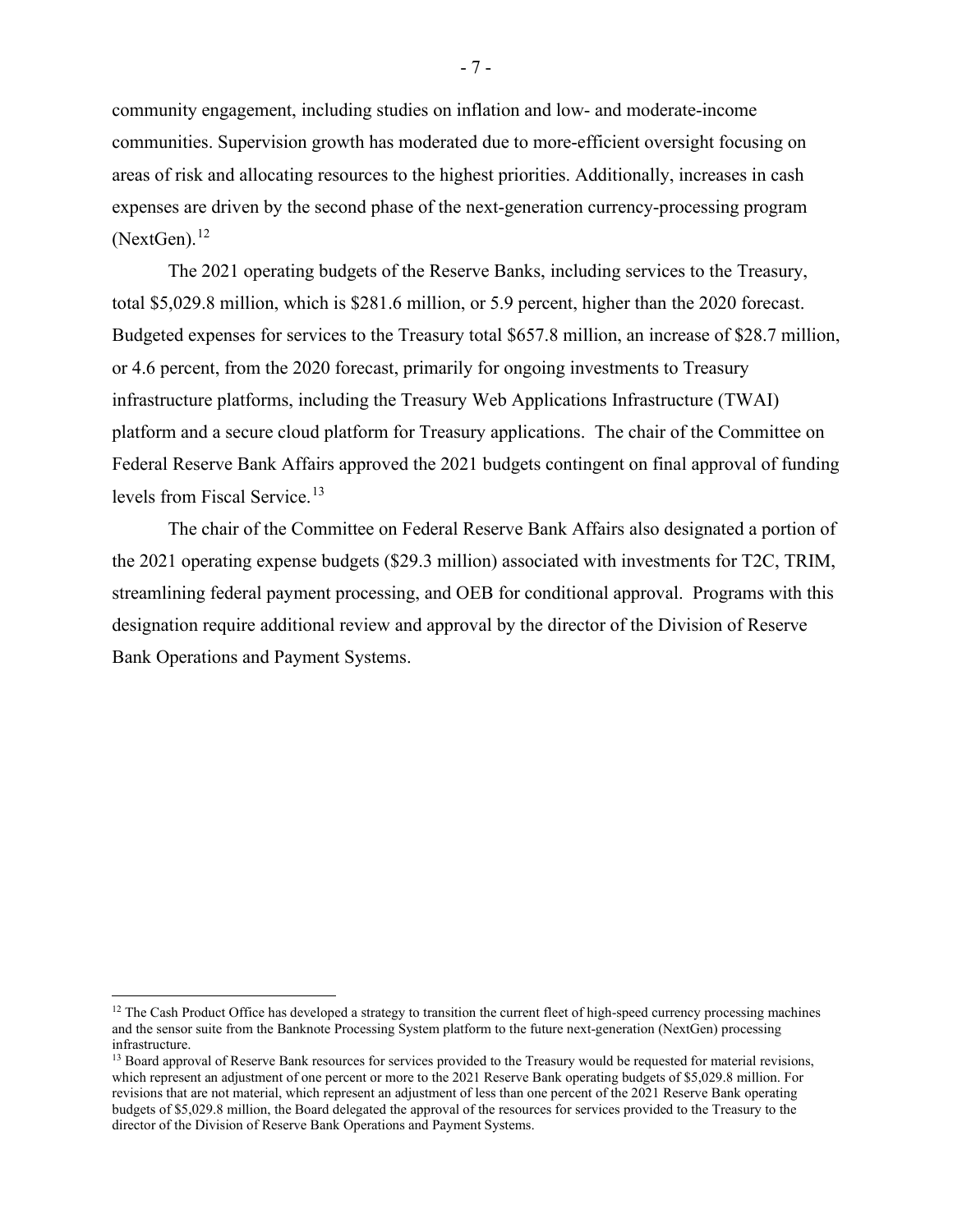community engagement, including studies on inflation and low- and moderate-income communities. Supervision growth has moderated due to more-efficient oversight focusing on areas of risk and allocating resources to the highest priorities. Additionally, increases in cash expenses are driven by the second phase of the next-generation currency-processing program (NextGen).[12]

The 2021 operating budgets of the Reserve Banks, including services to the Treasury, total $5,029.8 million, which is $281.6 million, or 5.9 percent, higher than the 2020 forecast. Budgeted expenses for services to the Treasury total $657.8 million, an increase of $28.7 million, or 4.6 percent, from the 2020 forecast, primarily for ongoing investments to Treasury infrastructure platforms, including the Treasury Web Applications Infrastructure (TWAI) platform and a secure cloud platform for Treasury applications. The chair of the Committee on Federal Reserve Bank Affairs approved the 2021 budgets contingent on final approval of funding levels from Fiscal Service.[13]

The chair of the Committee on Federal Reserve Bank Affairs also designated a portion of the 2021 operating expense budgets ($29.3 million) associated with investments for T2C, TRIM, streamlining federal payment processing, and OEB for conditional approval. Programs with this designation require additional review and approval by the director of the Division of Reserve Bank Operations and Payment Systems.

[12] The Cash Product Office has developed a strategy to transition the current fleet of high-speed currency processing machines and the sensor suite from the Banknote Processing System platform to the future next-generation (NextGen) processing infrastructure.

[13] Board approval of Reserve Bank resources for services provided to the Treasury would be requested for material revisions, which represent an adjustment of one percent or more to the 2021 Reserve Bank operating budgets of $5,029.8 million. For revisions that are not material, which represent an adjustment of less than one percent of the 2021 Reserve Bank operating budgets of $5,029.8 million, the Board delegated the approval of the resources for services provided to the Treasury to the director of the Division of Reserve Bank Operations and Payment Systems.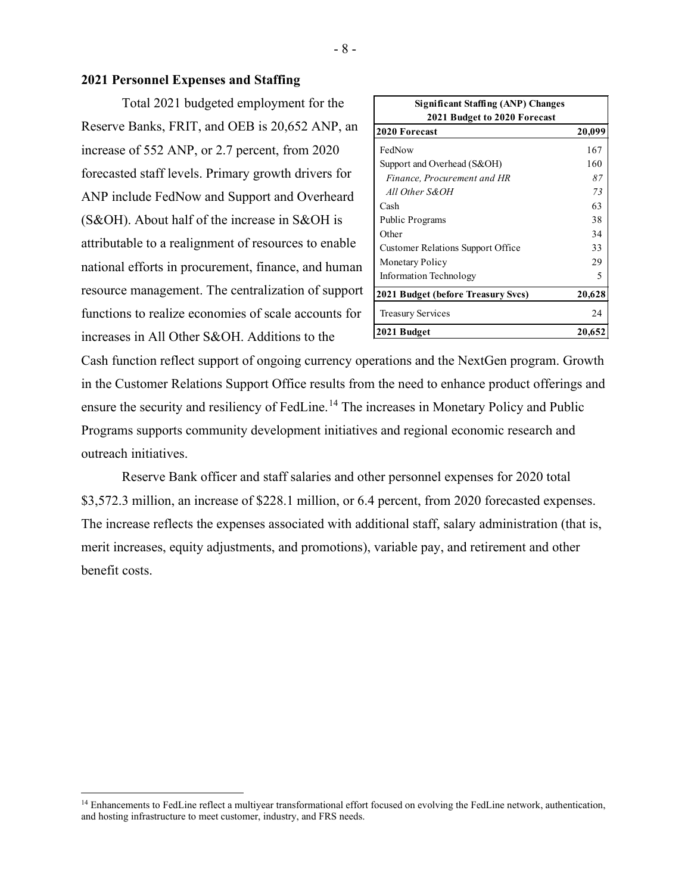## 2021 Personnel Expenses and Staffing

Total 2021 budgeted employment for the Reserve Banks, FRIT, and OEB is 20,652 ANP, an increase of 552 ANP, or 2.7 percent, from 2020 forecasted staff levels. Primary growth drivers for ANP include FedNow and Support and Overheard (S&OH). About half of the increase in S&OH is attributable to a realignment of resources to enable national efforts in procurement, finance, and human resource management. The centralization of support functions to realize economies of scale accounts for increases in All Other S&OH. Additions to the Cash function reflect support of ongoing currency operations and the NextGen program. Growth in the Customer Relations Support Office results from the need to enhance product offerings and ensure the security and resiliency of FedLine.[14] The increases in Monetary Policy and Public Programs supports community development initiatives and regional economic research and outreach initiatives.

| Significant Staffing (ANP) Changes 2021 Budget to 2020 Forecast | |
|---|---|
| **2020 Forecast** | **20,099** |
| FedNow | 167 |
| Support and Overhead (S&OH) | 160 |
| *Finance, Procurement and HR* | *87* |
| *All Other S&OH* | *73* |
| Cash | 63 |
| Public Programs | 38 |
| Other | 34 |
| Customer Relations Support Office | 33 |
| Monetary Policy | 29 |
| Information Technology | 5 |
| **2021 Budget (before Treasury Svcs)** | **20,628** |
| Treasury Services | 24 |
| **2021 Budget** | **20,652** |

Reserve Bank officer and staff salaries and other personnel expenses for 2020 total \$3,572.3 million, an increase of \$228.1 million, or 6.4 percent, from 2020 forecasted expenses. The increase reflects the expenses associated with additional staff, salary administration (that is, merit increases, equity adjustments, and promotions), variable pay, and retirement and other benefit costs.

---

[14] Enhancements to FedLine reflect a multiyear transformational effort focused on evolving the FedLine network, authentication, and hosting infrastructure to meet customer, industry, and FRS needs.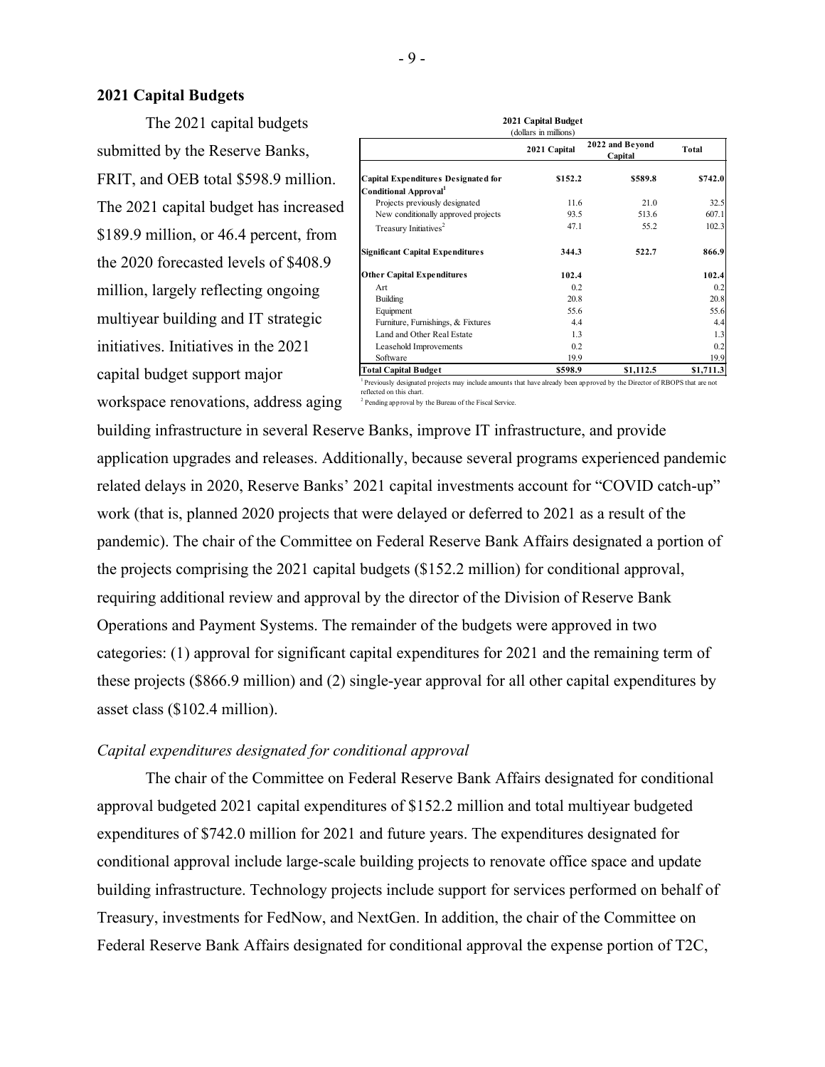## 2021 Capital Budgets

The 2021 capital budgets submitted by the Reserve Banks, FRIT, and OEB total \$598.9 million. The 2021 capital budget has increased \$189.9 million, or 46.4 percent, from the 2020 forecasted levels of \$408.9 million, largely reflecting ongoing multiyear building and IT strategic initiatives. Initiatives in the 2021 capital budget support major workspace renovations, address aging building infrastructure in several Reserve Banks, improve IT infrastructure, and provide application upgrades and releases. Additionally, because several programs experienced pandemic related delays in 2020, Reserve Banks' 2021 capital investments account for "COVID catch-up" work (that is, planned 2020 projects that were delayed or deferred to 2021 as a result of the pandemic). The chair of the Committee on Federal Reserve Bank Affairs designated a portion of the projects comprising the 2021 capital budgets (\$152.2 million) for conditional approval, requiring additional review and approval by the director of the Division of Reserve Bank Operations and Payment Systems. The remainder of the budgets were approved in two categories: (1) approval for significant capital expenditures for 2021 and the remaining term of these projects (\$866.9 million) and (2) single-year approval for all other capital expenditures by asset class (\$102.4 million).

**2021 Capital Budget**
(dollars in millions)

| | 2021 Capital | 2022 and Beyond Capital | Total |
|---|---|---|---|
| **Capital Expenditures Designated for Conditional Approval**[1] | **\$152.2** | **\$589.8** | **\$742.0** |
| Projects previously designated | 11.6 | 21.0 | 32.5 |
| New conditionally approved projects | 93.5 | 513.6 | 607.1 |
| Treasury Initiatives[2] | 47.1 | 55.2 | 102.3 |
| **Significant Capital Expenditures** | **344.3** | **522.7** | **866.9** |
| **Other Capital Expenditures** | **102.4** | | **102.4** |
| Art | 0.2 | | 0.2 |
| Building | 20.8 | | 20.8 |
| Equipment | 55.6 | | 55.6 |
| Furniture, Furnishings, & Fixtures | 4.4 | | 4.4 |
| Land and Other Real Estate | 1.3 | | 1.3 |
| Leasehold Improvements | 0.2 | | 0.2 |
| Software | 19.9 | | 19.9 |
| **Total Capital Budget** | **\$598.9** | **\$1,112.5** | **\$1,711.3** |

[1] Previously designated projects may include amounts that have already been approved by the Director of RBOPS that are not reflected on this chart.

[2] Pending approval by the Bureau of the Fiscal Service.

### *Capital expenditures designated for conditional approval*

The chair of the Committee on Federal Reserve Bank Affairs designated for conditional approval budgeted 2021 capital expenditures of \$152.2 million and total multiyear budgeted expenditures of \$742.0 million for 2021 and future years. The expenditures designated for conditional approval include large-scale building projects to renovate office space and update building infrastructure. Technology projects include support for services performed on behalf of Treasury, investments for FedNow, and NextGen. In addition, the chair of the Committee on Federal Reserve Bank Affairs designated for conditional approval the expense portion of T2C,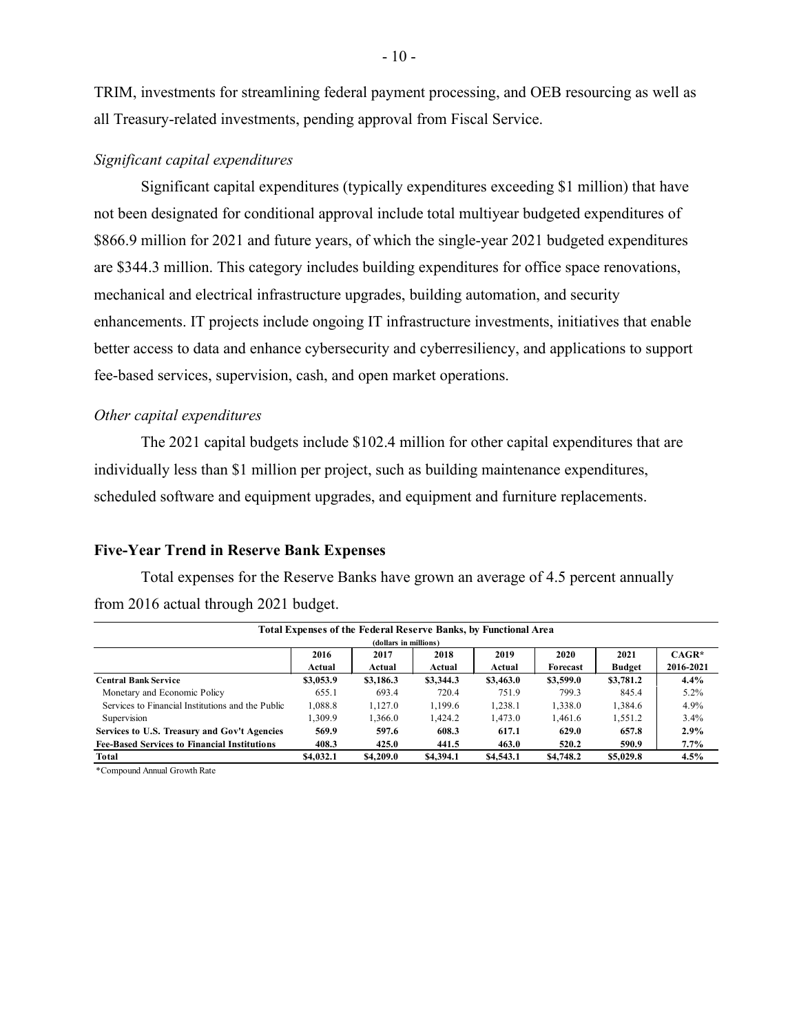TRIM, investments for streamlining federal payment processing, and OEB resourcing as well as all Treasury-related investments, pending approval from Fiscal Service.

*Significant capital expenditures*

Significant capital expenditures (typically expenditures exceeding $1 million) that have not been designated for conditional approval include total multiyear budgeted expenditures of $866.9 million for 2021 and future years, of which the single-year 2021 budgeted expenditures are $344.3 million. This category includes building expenditures for office space renovations, mechanical and electrical infrastructure upgrades, building automation, and security enhancements. IT projects include ongoing IT infrastructure investments, initiatives that enable better access to data and enhance cybersecurity and cyberresiliency, and applications to support fee-based services, supervision, cash, and open market operations.

*Other capital expenditures*

The 2021 capital budgets include $102.4 million for other capital expenditures that are individually less than $1 million per project, such as building maintenance expenditures, scheduled software and equipment upgrades, and equipment and furniture replacements.

## Five-Year Trend in Reserve Bank Expenses

Total expenses for the Reserve Banks have grown an average of 4.5 percent annually from 2016 actual through 2021 budget.

**Total Expenses of the Federal Reserve Banks, by Functional Area**
(dollars in millions)

| | 2016 Actual | 2017 Actual | 2018 Actual | 2019 Actual | 2020 Forecast | 2021 Budget | CAGR* 2016-2021 |
|---|---|---|---|---|---|---|---|
| **Central Bank Service** | **$3,053.9** | **$3,186.3** | **$3,344.3** | **$3,463.0** | **$3,599.0** | **$3,781.2** | **4.4%** |
| Monetary and Economic Policy | 655.1 | 693.4 | 720.4 | 751.9 | 799.3 | 845.4 | 5.2% |
| Services to Financial Institutions and the Public | 1,088.8 | 1,127.0 | 1,199.6 | 1,238.1 | 1,338.0 | 1,384.6 | 4.9% |
| Supervision | 1,309.9 | 1,366.0 | 1,424.2 | 1,473.0 | 1,461.6 | 1,551.2 | 3.4% |
| **Services to U.S. Treasury and Gov't Agencies** | **569.9** | **597.6** | **608.3** | **617.1** | **629.0** | **657.8** | **2.9%** |
| **Fee-Based Services to Financial Institutions** | **408.3** | **425.0** | **441.5** | **463.0** | **520.2** | **590.9** | **7.7%** |
| **Total** | **$4,032.1** | **$4,209.0** | **$4,394.1** | **$4,543.1** | **$4,748.2** | **$5,029.8** | **4.5%** |

*Compound Annual Growth Rate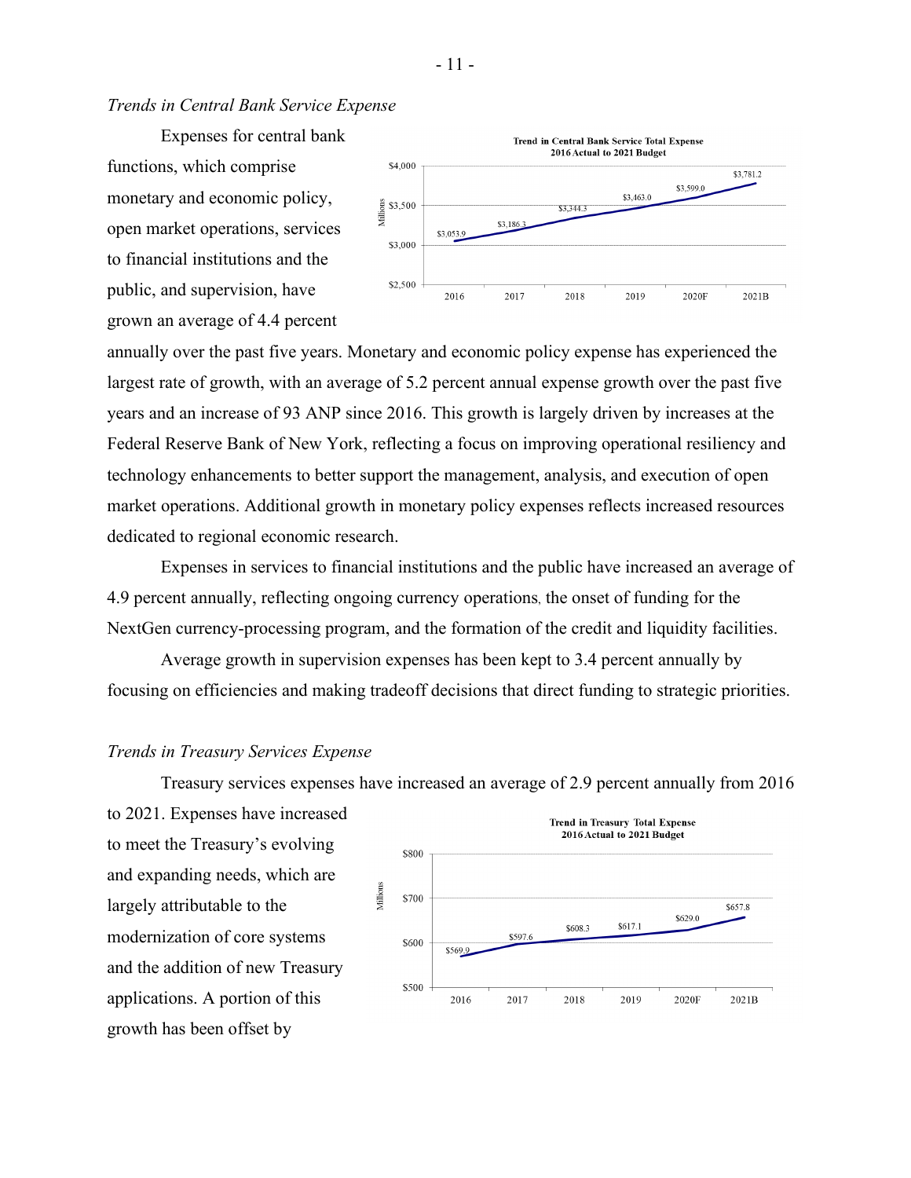*Trends in Central Bank Service Expense*

Expenses for central bank functions, which comprise monetary and economic policy, open market operations, services to financial institutions and the public, and supervision, have grown an average of 4.4 percent annually over the past five years. Monetary and economic policy expense has experienced the largest rate of growth, with an average of 5.2 percent annual expense growth over the past five years and an increase of 93 ANP since 2016. This growth is largely driven by increases at the Federal Reserve Bank of New York, reflecting a focus on improving operational resiliency and technology enhancements to better support the management, analysis, and execution of open market operations. Additional growth in monetary policy expenses reflects increased resources dedicated to regional economic research.

**Trend in Central Bank Service Total Expense**
**2016 Actual to 2021 Budget**

| Year | Millions |
|---|---|
| 2016 | $3,053.9 |
| 2017 | $3,186.3 |
| 2018 | $3,344.3 |
| 2019 | $3,463.0 |
| 2020F | $3,599.0 |
| 2021B | $3,781.2 |

Expenses in services to financial institutions and the public have increased an average of 4.9 percent annually, reflecting ongoing currency operations, the onset of funding for the NextGen currency-processing program, and the formation of the credit and liquidity facilities.

Average growth in supervision expenses has been kept to 3.4 percent annually by focusing on efficiencies and making tradeoff decisions that direct funding to strategic priorities.

*Trends in Treasury Services Expense*

Treasury services expenses have increased an average of 2.9 percent annually from 2016 to 2021. Expenses have increased to meet the Treasury's evolving and expanding needs, which are largely attributable to the modernization of core systems and the addition of new Treasury applications. A portion of this growth has been offset by

**Trend in Treasury Total Expense**
**2016 Actual to 2021 Budget**

| Year | Millions |
|---|---|
| 2016 | $569.9 |
| 2017 | $597.6 |
| 2018 | $608.3 |
| 2019 | $617.1 |
| 2020F | $629.0 |
| 2021B | $657.8 |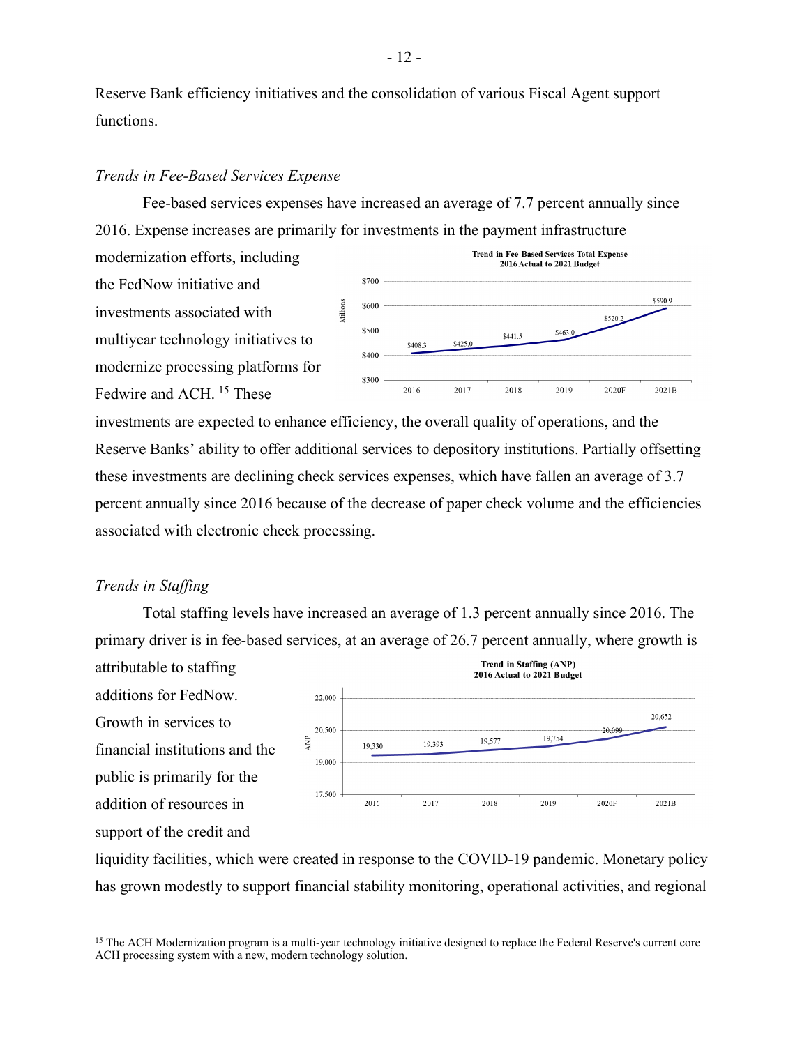Reserve Bank efficiency initiatives and the consolidation of various Fiscal Agent support functions.

### *Trends in Fee-Based Services Expense*

Fee-based services expenses have increased an average of 7.7 percent annually since 2016. Expense increases are primarily for investments in the payment infrastructure modernization efforts, including the FedNow initiative and investments associated with multiyear technology initiatives to modernize processing platforms for Fedwire and ACH.[15] These investments are expected to enhance efficiency, the overall quality of operations, and the Reserve Banks' ability to offer additional services to depository institutions. Partially offsetting these investments are declining check services expenses, which have fallen an average of 3.7 percent annually since 2016 because of the decrease of paper check volume and the efficiencies associated with electronic check processing.

**Trend in Fee-Based Services Total Expense**
**2016 Actual to 2021 Budget**

| | 2016 | 2017 | 2018 | 2019 | 2020F | 2021B |
|---|---|---|---|---|---|---|
| Millions | $408.3 | $425.0 | $441.5 | $463.0 | $520.2 | $590.9 |

### *Trends in Staffing*

Total staffing levels have increased an average of 1.3 percent annually since 2016. The primary driver is in fee-based services, at an average of 26.7 percent annually, where growth is attributable to staffing additions for FedNow. Growth in services to financial institutions and the public is primarily for the addition of resources in support of the credit and liquidity facilities, which were created in response to the COVID-19 pandemic. Monetary policy has grown modestly to support financial stability monitoring, operational activities, and regional

**Trend in Staffing (ANP)**
**2016 Actual to 2021 Budget**

| | 2016 | 2017 | 2018 | 2019 | 2020F | 2021B |
|---|---|---|---|---|---|---|
| ANP | 19,330 | 19,393 | 19,577 | 19,754 | 20,099 | 20,652 |

[15] The ACH Modernization program is a multi-year technology initiative designed to replace the Federal Reserve's current core ACH processing system with a new, modern technology solution.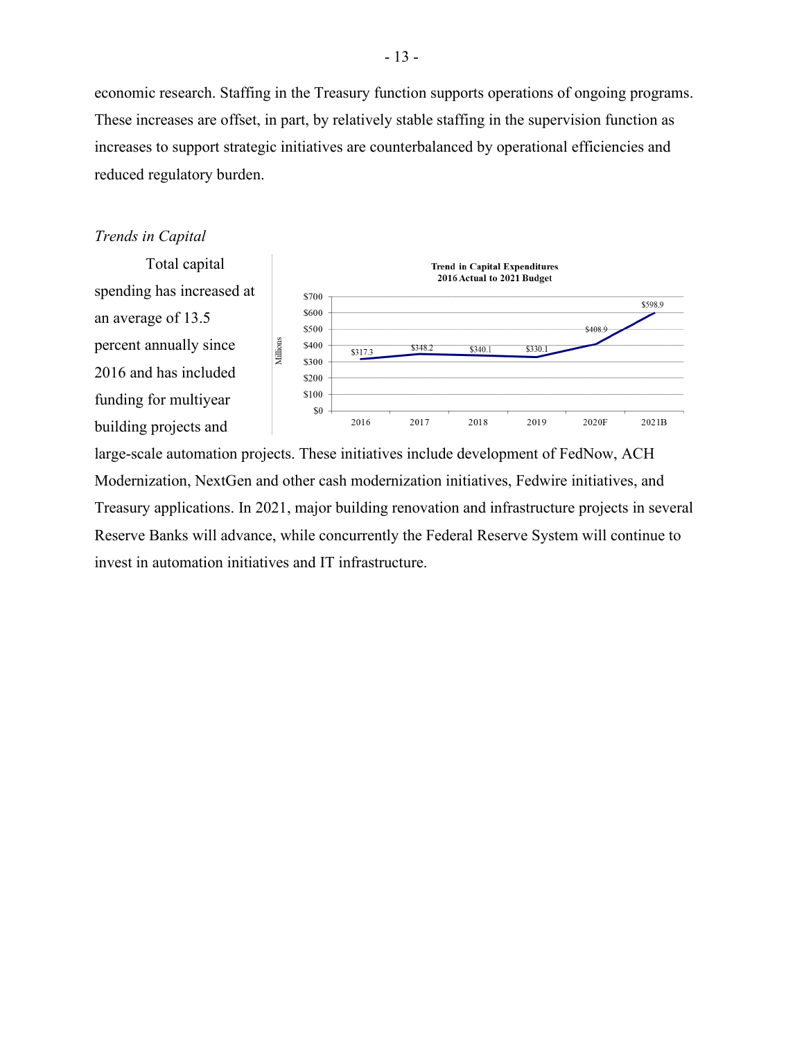economic research. Staffing in the Treasury function supports operations of ongoing programs. These increases are offset, in part, by relatively stable staffing in the supervision function as increases to support strategic initiatives are counterbalanced by operational efficiencies and reduced regulatory burden.

*Trends in Capital*

Total capital spending has increased at an average of 13.5 percent annually since 2016 and has included funding for multiyear building projects and large-scale automation projects. These initiatives include development of FedNow, ACH Modernization, NextGen and other cash modernization initiatives, Fedwire initiatives, and Treasury applications. In 2021, major building renovation and infrastructure projects in several Reserve Banks will advance, while concurrently the Federal Reserve System will continue to invest in automation initiatives and IT infrastructure.

**Trend in Capital Expenditures**
**2016 Actual to 2021 Budget**

| Year | Millions |
| --- | --- |
| 2016 | $317.3 |
| 2017 | $348.2 |
| 2018 | $340.1 |
| 2019 | $330.1 |
| 2020F | $408.9 |
| 2021B | $598.9 |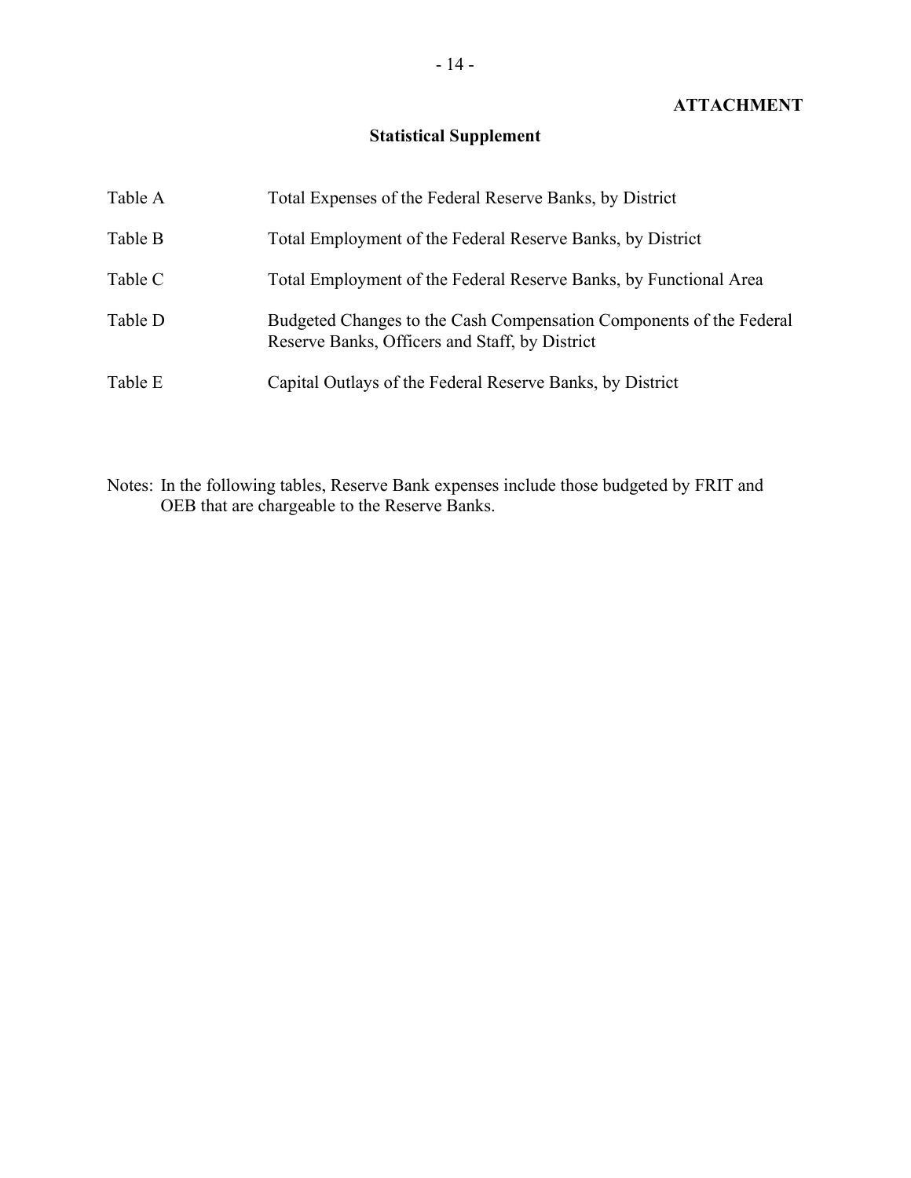**ATTACHMENT**

## Statistical Supplement

| | |
|---|---|
| Table A | Total Expenses of the Federal Reserve Banks, by District |
| Table B | Total Employment of the Federal Reserve Banks, by District |
| Table C | Total Employment of the Federal Reserve Banks, by Functional Area |
| Table D | Budgeted Changes to the Cash Compensation Components of the Federal Reserve Banks, Officers and Staff, by District |
| Table E | Capital Outlays of the Federal Reserve Banks, by District |

Notes: In the following tables, Reserve Bank expenses include those budgeted by FRIT and OEB that are chargeable to the Reserve Banks.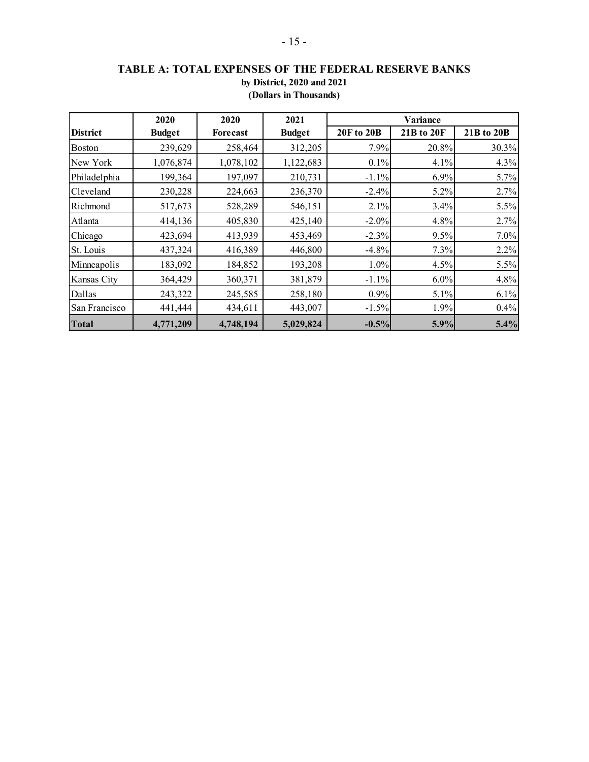## TABLE A: TOTAL EXPENSES OF THE FEDERAL RESERVE BANKS

**by District, 2020 and 2021**

**(Dollars in Thousands)**

| District | 2020 Budget | 2020 Forecast | 2021 Budget | Variance | | |
|---|---|---|---|---|---|---|
| | | | | 20F to 20B | 21B to 20F | 21B to 20B |
| Boston | 239,629 | 258,464 | 312,205 | 7.9% | 20.8% | 30.3% |
| New York | 1,076,874 | 1,078,102 | 1,122,683 | 0.1% | 4.1% | 4.3% |
| Philadelphia | 199,364 | 197,097 | 210,731 | -1.1% | 6.9% | 5.7% |
| Cleveland | 230,228 | 224,663 | 236,370 | -2.4% | 5.2% | 2.7% |
| Richmond | 517,673 | 528,289 | 546,151 | 2.1% | 3.4% | 5.5% |
| Atlanta | 414,136 | 405,830 | 425,140 | -2.0% | 4.8% | 2.7% |
| Chicago | 423,694 | 413,939 | 453,469 | -2.3% | 9.5% | 7.0% |
| St. Louis | 437,324 | 416,389 | 446,800 | -4.8% | 7.3% | 2.2% |
| Minneapolis | 183,092 | 184,852 | 193,208 | 1.0% | 4.5% | 5.5% |
| Kansas City | 364,429 | 360,371 | 381,879 | -1.1% | 6.0% | 4.8% |
| Dallas | 243,322 | 245,585 | 258,180 | 0.9% | 5.1% | 6.1% |
| San Francisco | 441,444 | 434,611 | 443,007 | -1.5% | 1.9% | 0.4% |
| **Total** | **4,771,209** | **4,748,194** | **5,029,824** | **-0.5%** | **5.9%** | **5.4%** |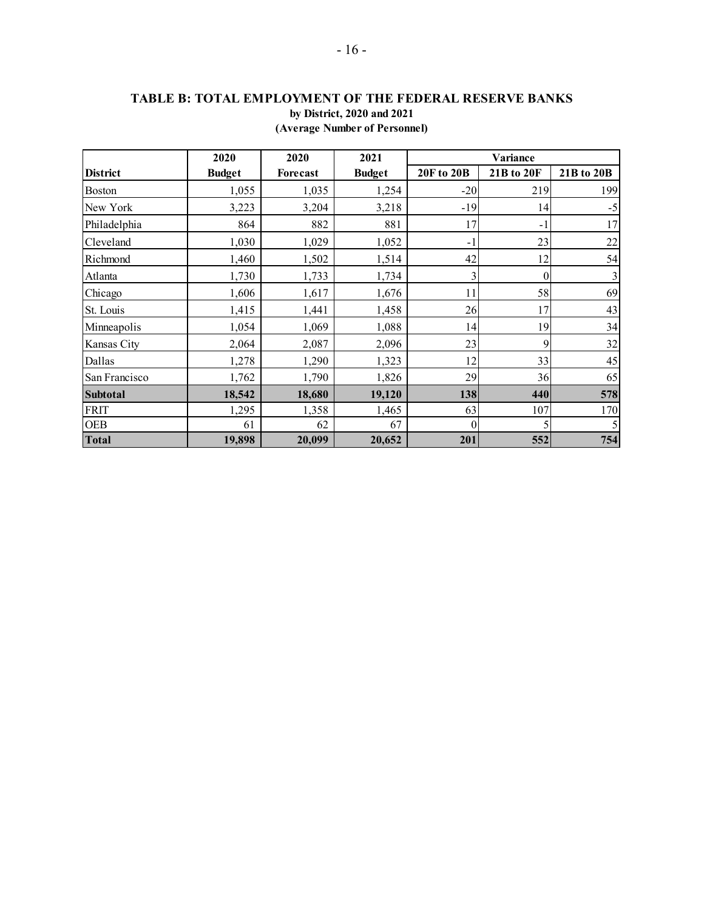## TABLE B: TOTAL EMPLOYMENT OF THE FEDERAL RESERVE BANKS

**by District, 2020 and 2021**

**(Average Number of Personnel)**

| District | 2020 Budget | 2020 Forecast | 2021 Budget | Variance 20F to 20B | 21B to 20F | 21B to 20B |
|---|---|---|---|---|---|---|
| Boston | 1,055 | 1,035 | 1,254 | -20 | 219 | 199 |
| New York | 3,223 | 3,204 | 3,218 | -19 | 14 | -5 |
| Philadelphia | 864 | 882 | 881 | 17 | -1 | 17 |
| Cleveland | 1,030 | 1,029 | 1,052 | -1 | 23 | 22 |
| Richmond | 1,460 | 1,502 | 1,514 | 42 | 12 | 54 |
| Atlanta | 1,730 | 1,733 | 1,734 | 3 | 0 | 3 |
| Chicago | 1,606 | 1,617 | 1,676 | 11 | 58 | 69 |
| St. Louis | 1,415 | 1,441 | 1,458 | 26 | 17 | 43 |
| Minneapolis | 1,054 | 1,069 | 1,088 | 14 | 19 | 34 |
| Kansas City | 2,064 | 2,087 | 2,096 | 23 | 9 | 32 |
| Dallas | 1,278 | 1,290 | 1,323 | 12 | 33 | 45 |
| San Francisco | 1,762 | 1,790 | 1,826 | 29 | 36 | 65 |
| **Subtotal** | **18,542** | **18,680** | **19,120** | **138** | **440** | **578** |
| FRIT | 1,295 | 1,358 | 1,465 | 63 | 107 | 170 |
| OEB | 61 | 62 | 67 | 0 | 5 | 5 |
| **Total** | **19,898** | **20,099** | **20,652** | **201** | **552** | **754** |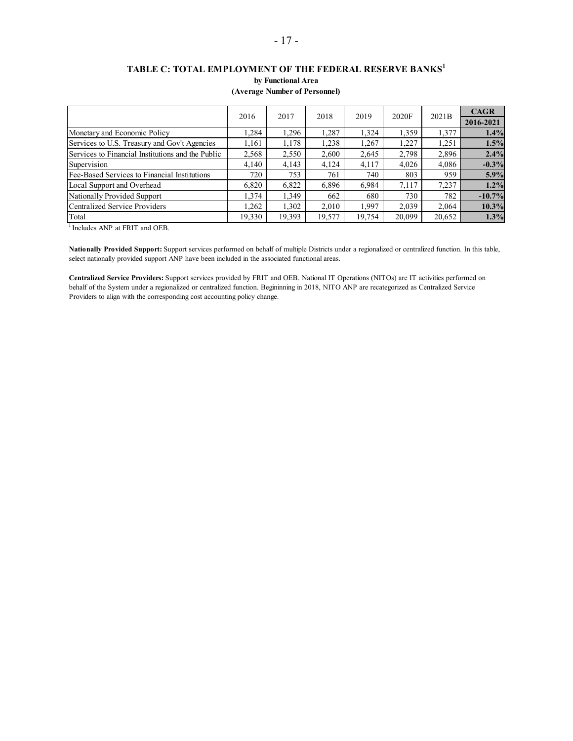## TABLE C: TOTAL EMPLOYMENT OF THE FEDERAL RESERVE BANKS[1]

**by Functional Area**

**(Average Number of Personnel)**

| | 2016 | 2017 | 2018 | 2019 | 2020F | 2021B | CAGR 2016-2021 |
|---|---|---|---|---|---|---|---|
| Monetary and Economic Policy | 1,284 | 1,296 | 1,287 | 1,324 | 1,359 | 1,377 | **1.4%** |
| Services to U.S. Treasury and Gov't Agencies | 1,161 | 1,178 | 1,238 | 1,267 | 1,227 | 1,251 | **1.5%** |
| Services to Financial Institutions and the Public | 2,568 | 2,550 | 2,600 | 2,645 | 2,798 | 2,896 | **2.4%** |
| Supervision | 4,140 | 4,143 | 4,124 | 4,117 | 4,026 | 4,086 | **-0.3%** |
| Fee-Based Services to Financial Institutions | 720 | 753 | 761 | 740 | 803 | 959 | **5.9%** |
| Local Support and Overhead | 6,820 | 6,822 | 6,896 | 6,984 | 7,117 | 7,237 | **1.2%** |
| Nationally Provided Support | 1,374 | 1,349 | 662 | 680 | 730 | 782 | **-10.7%** |
| Centralized Service Providers | 1,262 | 1,302 | 2,010 | 1,997 | 2,039 | 2,064 | **10.3%** |
| Total | 19,330 | 19,393 | 19,577 | 19,754 | 20,099 | 20,652 | **1.3%** |

[1] Includes ANP at FRIT and OEB.

**Nationally Provided Support:** Support services performed on behalf of multiple Districts under a regionalized or centralized function. In this table, select nationally provided support ANP have been included in the associated functional areas.

**Centralized Service Providers:** Support services provided by FRIT and OEB. National IT Operations (NITOs) are IT activities performed on behalf of the System under a regionalized or centralized function. Begininning in 2018, NITO ANP are recategorized as Centralized Service Providers to align with the corresponding cost accounting policy change.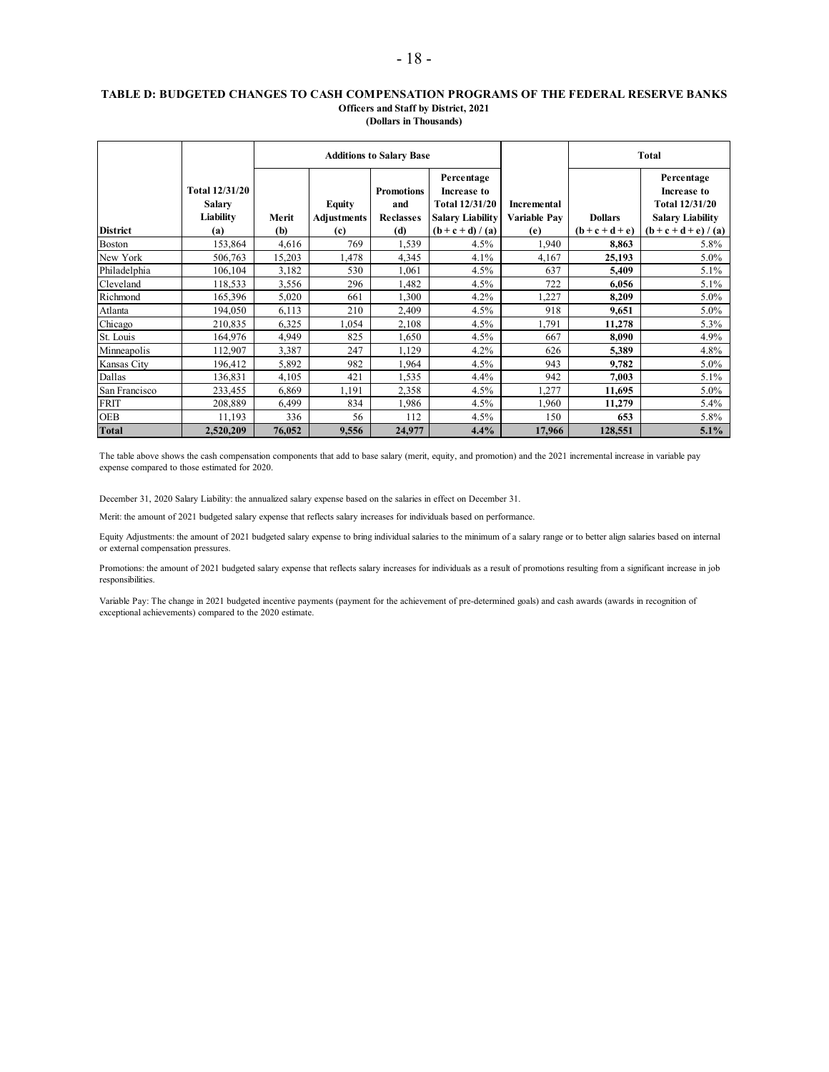**TABLE D: BUDGETED CHANGES TO CASH COMPENSATION PROGRAMS OF THE FEDERAL RESERVE BANKS**
**Officers and Staff by District, 2021**
**(Dollars in Thousands)**

| | | Additions to Salary Base | | | | | Total | |
|---|---|---|---|---|---|---|---|---|
| **District** | **Total 12/31/20 Salary Liability (a)** | **Merit (b)** | **Equity Adjustments (c)** | **Promotions and Reclasses (d)** | **Percentage Increase to Total 12/31/20 Salary Liability (b + c + d) / (a)** | **Incremental Variable Pay (e)** | **Dollars (b + c + d + e)** | **Percentage Increase to Total 12/31/20 Salary Liability (b + c + d + e) / (a)** |
| Boston | 153,864 | 4,616 | 769 | 1,539 | 4.5% | 1,940 | **8,863** | 5.8% |
| New York | 506,763 | 15,203 | 1,478 | 4,345 | 4.1% | 4,167 | **25,193** | 5.0% |
| Philadelphia | 106,104 | 3,182 | 530 | 1,061 | 4.5% | 637 | **5,409** | 5.1% |
| Cleveland | 118,533 | 3,556 | 296 | 1,482 | 4.5% | 722 | **6,056** | 5.1% |
| Richmond | 165,396 | 5,020 | 661 | 1,300 | 4.2% | 1,227 | **8,209** | 5.0% |
| Atlanta | 194,050 | 6,113 | 210 | 2,409 | 4.5% | 918 | **9,651** | 5.0% |
| Chicago | 210,835 | 6,325 | 1,054 | 2,108 | 4.5% | 1,791 | **11,278** | 5.3% |
| St. Louis | 164,976 | 4,949 | 825 | 1,650 | 4.5% | 667 | **8,090** | 4.9% |
| Minneapolis | 112,907 | 3,387 | 247 | 1,129 | 4.2% | 626 | **5,389** | 4.8% |
| Kansas City | 196,412 | 5,892 | 982 | 1,964 | 4.5% | 943 | **9,782** | 5.0% |
| Dallas | 136,831 | 4,105 | 421 | 1,535 | 4.4% | 942 | **7,003** | 5.1% |
| San Francisco | 233,455 | 6,869 | 1,191 | 2,358 | 4.5% | 1,277 | **11,695** | 5.0% |
| FRIT | 208,889 | 6,499 | 834 | 1,986 | 4.5% | 1,960 | **11,279** | 5.4% |
| OEB | 11,193 | 336 | 56 | 112 | 4.5% | 150 | **653** | 5.8% |
| **Total** | **2,520,209** | **76,052** | **9,556** | **24,977** | **4.4%** | **17,966** | **128,551** | **5.1%** |

The table above shows the cash compensation components that add to base salary (merit, equity, and promotion) and the 2021 incremental increase in variable pay expense compared to those estimated for 2020.

December 31, 2020 Salary Liability: the annualized salary expense based on the salaries in effect on December 31.

Merit: the amount of 2021 budgeted salary expense that reflects salary increases for individuals based on performance.

Equity Adjustments: the amount of 2021 budgeted salary expense to bring individual salaries to the minimum of a salary range or to better align salaries based on internal or external compensation pressures.

Promotions: the amount of 2021 budgeted salary expense that reflects salary increases for individuals as a result of promotions resulting from a significant increase in job responsibilities.

Variable Pay: The change in 2021 budgeted incentive payments (payment for the achievement of pre-determined goals) and cash awards (awards in recognition of exceptional achievements) compared to the 2020 estimate.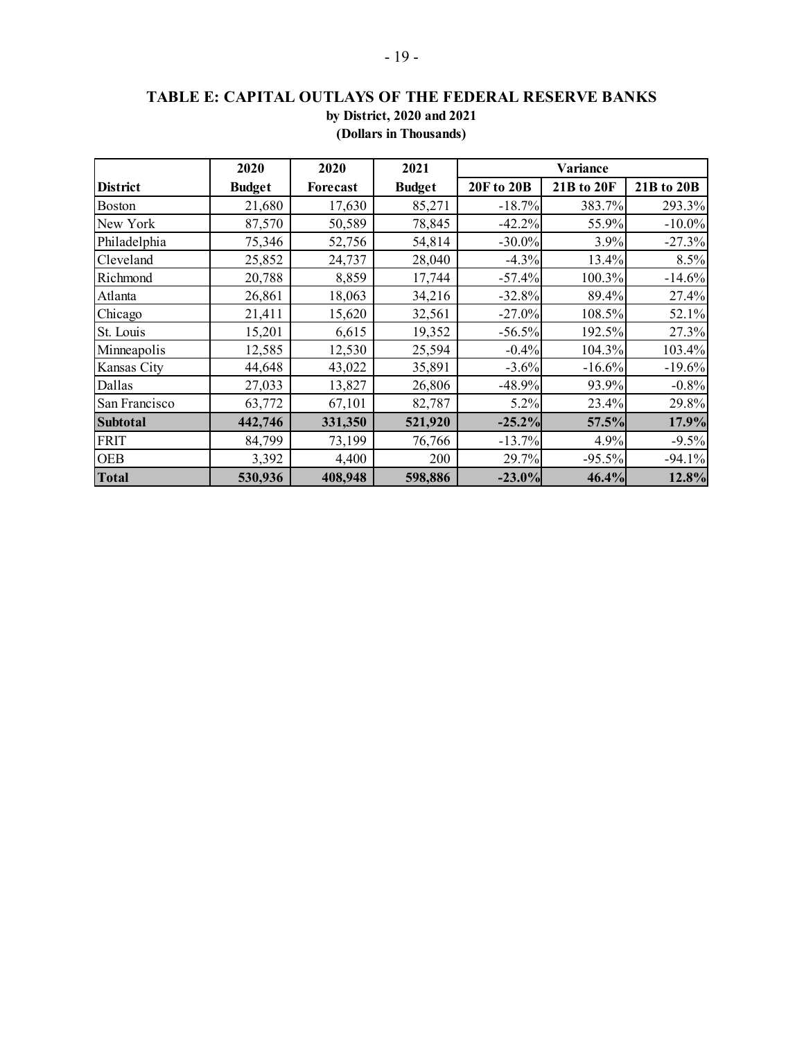## TABLE E: CAPITAL OUTLAYS OF THE FEDERAL RESERVE BANKS

**by District, 2020 and 2021**

**(Dollars in Thousands)**

| District | 2020 Budget | 2020 Forecast | 2021 Budget | Variance | | |
|---|---|---|---|---|---|---|
| | | | | 20F to 20B | 21B to 20F | 21B to 20B |
| Boston | 21,680 | 17,630 | 85,271 | -18.7% | 383.7% | 293.3% |
| New York | 87,570 | 50,589 | 78,845 | -42.2% | 55.9% | -10.0% |
| Philadelphia | 75,346 | 52,756 | 54,814 | -30.0% | 3.9% | -27.3% |
| Cleveland | 25,852 | 24,737 | 28,040 | -4.3% | 13.4% | 8.5% |
| Richmond | 20,788 | 8,859 | 17,744 | -57.4% | 100.3% | -14.6% |
| Atlanta | 26,861 | 18,063 | 34,216 | -32.8% | 89.4% | 27.4% |
| Chicago | 21,411 | 15,620 | 32,561 | -27.0% | 108.5% | 52.1% |
| St. Louis | 15,201 | 6,615 | 19,352 | -56.5% | 192.5% | 27.3% |
| Minneapolis | 12,585 | 12,530 | 25,594 | -0.4% | 104.3% | 103.4% |
| Kansas City | 44,648 | 43,022 | 35,891 | -3.6% | -16.6% | -19.6% |
| Dallas | 27,033 | 13,827 | 26,806 | -48.9% | 93.9% | -0.8% |
| San Francisco | 63,772 | 67,101 | 82,787 | 5.2% | 23.4% | 29.8% |
| **Subtotal** | **442,746** | **331,350** | **521,920** | **-25.2%** | **57.5%** | **17.9%** |
| FRIT | 84,799 | 73,199 | 76,766 | -13.7% | 4.9% | -9.5% |
| OEB | 3,392 | 4,400 | 200 | 29.7% | -95.5% | -94.1% |
| **Total** | **530,936** | **408,948** | **598,886** | **-23.0%** | **46.4%** | **12.8%** |